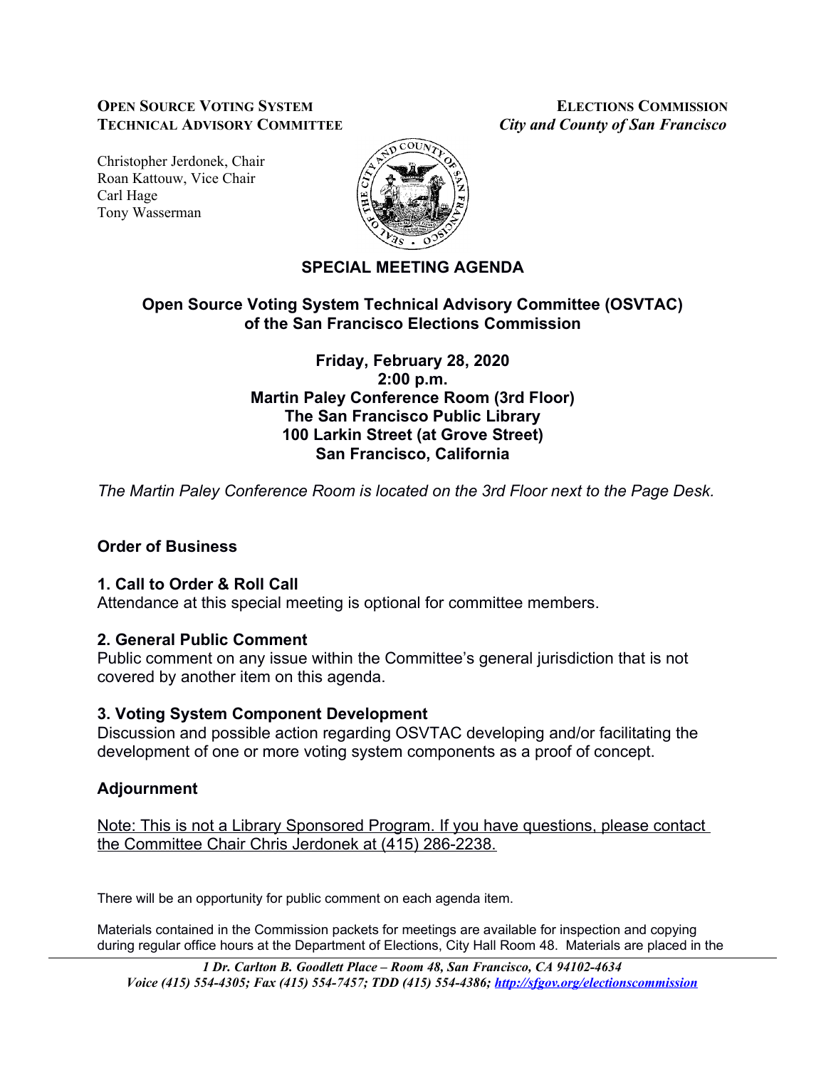**OPEN SOURCE VOTING SYSTEM TECHNICAL ADVISORY COMMITTEE**

**ELECTIONS COMMISSION**
*City and County of San Francisco*

Christopher Jerdonek, Chair
Roan Kattouw, Vice Chair
Carl Hage
Tony Wasserman

# SPECIAL MEETING AGENDA

## Open Source Voting System Technical Advisory Committee (OSVTAC) of the San Francisco Elections Commission

**Friday, February 28, 2020**
**2:00 p.m.**
**Martin Paley Conference Room (3rd Floor)**
**The San Francisco Public Library**
**100 Larkin Street (at Grove Street)**
**San Francisco, California**

*The Martin Paley Conference Room is located on the 3rd Floor next to the Page Desk.*

### Order of Business

### 1. Call to Order & Roll Call

Attendance at this special meeting is optional for committee members.

### 2. General Public Comment

Public comment on any issue within the Committee's general jurisdiction that is not covered by another item on this agenda.

### 3. Voting System Component Development

Discussion and possible action regarding OSVTAC developing and/or facilitating the development of one or more voting system components as a proof of concept.

### Adjournment

Note: This is not a Library Sponsored Program. If you have questions, please contact the Committee Chair Chris Jerdonek at (415) 286-2238.

There will be an opportunity for public comment on each agenda item.

Materials contained in the Commission packets for meetings are available for inspection and copying during regular office hours at the Department of Elections, City Hall Room 48. Materials are placed in the

*1 Dr. Carlton B. Goodlett Place – Room 48, San Francisco, CA 94102-4634*
*Voice (415) 554-4305; Fax (415) 554-7457; TDD (415) 554-4386; http://sfgov.org/electionscommission*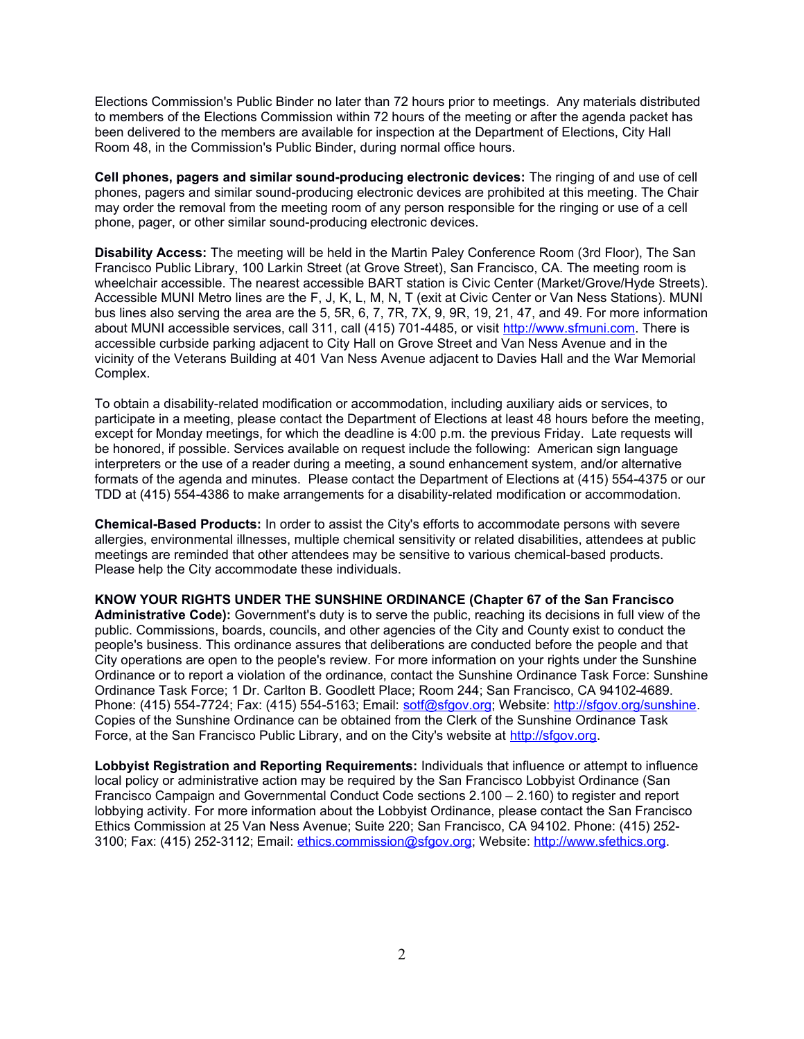Elections Commission's Public Binder no later than 72 hours prior to meetings. Any materials distributed to members of the Elections Commission within 72 hours of the meeting or after the agenda packet has been delivered to the members are available for inspection at the Department of Elections, City Hall Room 48, in the Commission's Public Binder, during normal office hours.

**Cell phones, pagers and similar sound-producing electronic devices:** The ringing of and use of cell phones, pagers and similar sound-producing electronic devices are prohibited at this meeting. The Chair may order the removal from the meeting room of any person responsible for the ringing or use of a cell phone, pager, or other similar sound-producing electronic devices.

**Disability Access:** The meeting will be held in the Martin Paley Conference Room (3rd Floor), The San Francisco Public Library, 100 Larkin Street (at Grove Street), San Francisco, CA. The meeting room is wheelchair accessible. The nearest accessible BART station is Civic Center (Market/Grove/Hyde Streets). Accessible MUNI Metro lines are the F, J, K, L, M, N, T (exit at Civic Center or Van Ness Stations). MUNI bus lines also serving the area are the 5, 5R, 6, 7, 7R, 7X, 9, 9R, 19, 21, 47, and 49. For more information about MUNI accessible services, call 311, call (415) 701-4485, or visit http://www.sfmuni.com. There is accessible curbside parking adjacent to City Hall on Grove Street and Van Ness Avenue and in the vicinity of the Veterans Building at 401 Van Ness Avenue adjacent to Davies Hall and the War Memorial Complex.

To obtain a disability-related modification or accommodation, including auxiliary aids or services, to participate in a meeting, please contact the Department of Elections at least 48 hours before the meeting, except for Monday meetings, for which the deadline is 4:00 p.m. the previous Friday. Late requests will be honored, if possible. Services available on request include the following: American sign language interpreters or the use of a reader during a meeting, a sound enhancement system, and/or alternative formats of the agenda and minutes. Please contact the Department of Elections at (415) 554-4375 or our TDD at (415) 554-4386 to make arrangements for a disability-related modification or accommodation.

**Chemical-Based Products:** In order to assist the City's efforts to accommodate persons with severe allergies, environmental illnesses, multiple chemical sensitivity or related disabilities, attendees at public meetings are reminded that other attendees may be sensitive to various chemical-based products. Please help the City accommodate these individuals.

**KNOW YOUR RIGHTS UNDER THE SUNSHINE ORDINANCE (Chapter 67 of the San Francisco Administrative Code):** Government's duty is to serve the public, reaching its decisions in full view of the public. Commissions, boards, councils, and other agencies of the City and County exist to conduct the people's business. This ordinance assures that deliberations are conducted before the people and that City operations are open to the people's review. For more information on your rights under the Sunshine Ordinance or to report a violation of the ordinance, contact the Sunshine Ordinance Task Force: Sunshine Ordinance Task Force; 1 Dr. Carlton B. Goodlett Place; Room 244; San Francisco, CA 94102-4689. Phone: (415) 554-7724; Fax: (415) 554-5163; Email: sotf@sfgov.org; Website: http://sfgov.org/sunshine. Copies of the Sunshine Ordinance can be obtained from the Clerk of the Sunshine Ordinance Task Force, at the San Francisco Public Library, and on the City's website at http://sfgov.org.

**Lobbyist Registration and Reporting Requirements:** Individuals that influence or attempt to influence local policy or administrative action may be required by the San Francisco Lobbyist Ordinance (San Francisco Campaign and Governmental Conduct Code sections 2.100 – 2.160) to register and report lobbying activity. For more information about the Lobbyist Ordinance, please contact the San Francisco Ethics Commission at 25 Van Ness Avenue; Suite 220; San Francisco, CA 94102. Phone: (415) 252-3100; Fax: (415) 252-3112; Email: ethics.commission@sfgov.org; Website: http://www.sfethics.org.